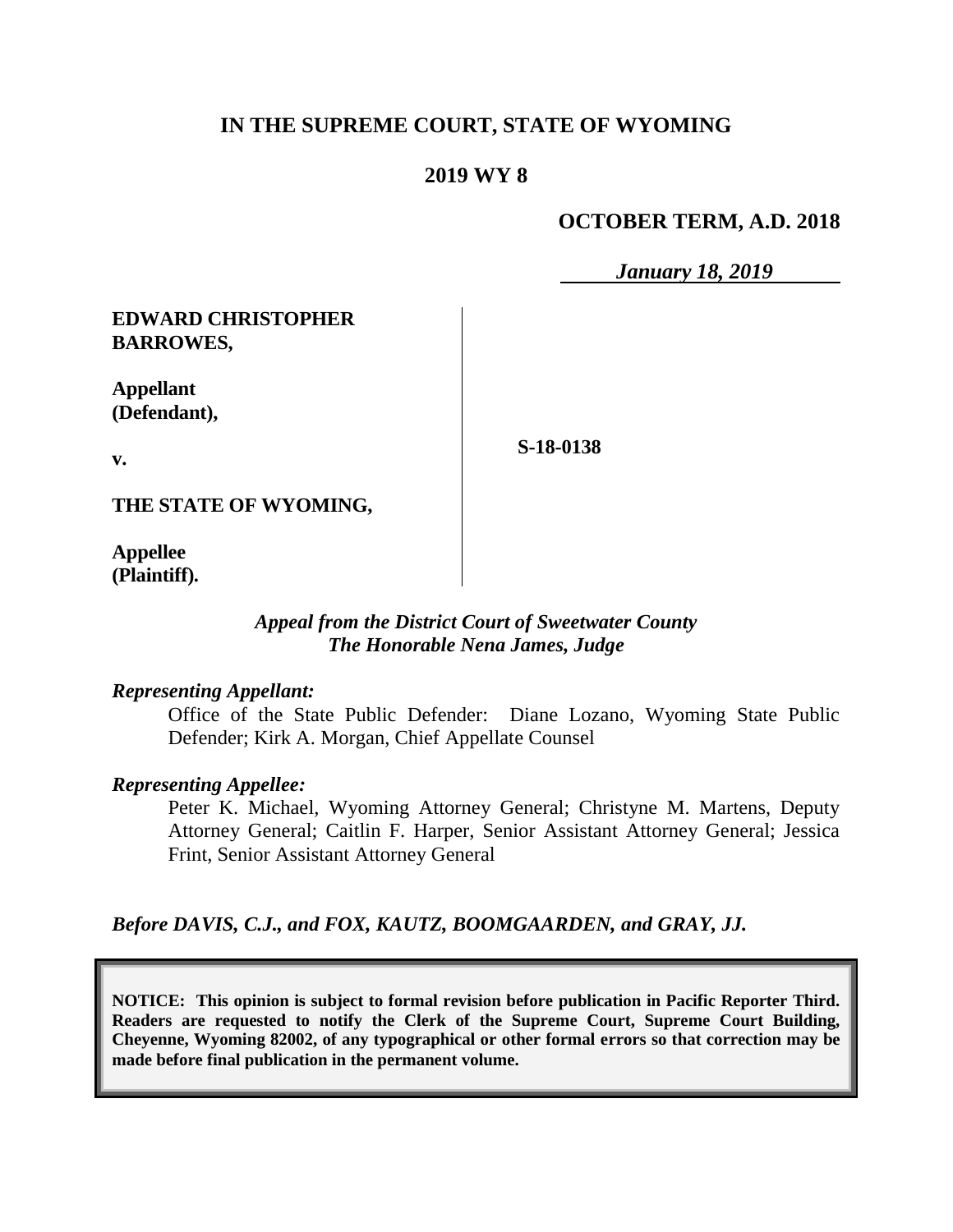# IN THE SUPREME COURT, STATE OF WYOMING

## 2019 WY 8

**OCTOBER TERM, A.D. 2018**

*January 18, 2019*

| | |
|---|---|
| **EDWARD CHRISTOPHER BARROWES,**<br><br>**Appellant (Defendant),**<br><br>**v.**<br><br>**THE STATE OF WYOMING,**<br><br>**Appellee (Plaintiff).** | **S-18-0138** |

*Appeal from the District Court of Sweetwater County*
*The Honorable Nena James, Judge*

*Representing Appellant:*

Office of the State Public Defender: Diane Lozano, Wyoming State Public Defender; Kirk A. Morgan, Chief Appellate Counsel

*Representing Appellee:*

Peter K. Michael, Wyoming Attorney General; Christyne M. Martens, Deputy Attorney General; Caitlin F. Harper, Senior Assistant Attorney General; Jessica Frint, Senior Assistant Attorney General

*Before DAVIS, C.J., and FOX, KAUTZ, BOOMGAARDEN, and GRAY, JJ.*

**NOTICE: This opinion is subject to formal revision before publication in Pacific Reporter Third. Readers are requested to notify the Clerk of the Supreme Court, Supreme Court Building, Cheyenne, Wyoming 82002, of any typographical or other formal errors so that correction may be made before final publication in the permanent volume.**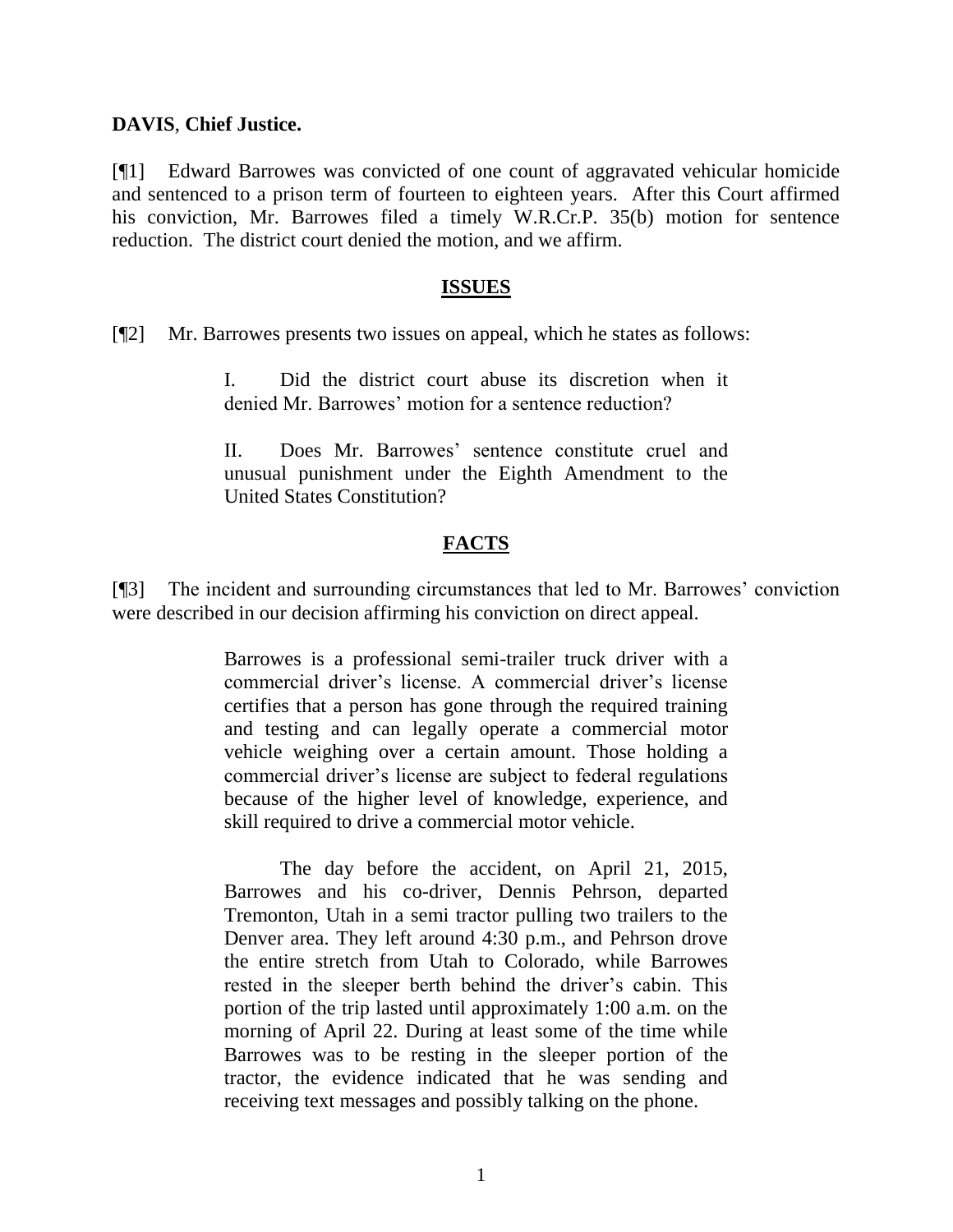**DAVIS**, **Chief Justice.**

[¶1] Edward Barrowes was convicted of one count of aggravated vehicular homicide and sentenced to a prison term of fourteen to eighteen years. After this Court affirmed his conviction, Mr. Barrowes filed a timely W.R.Cr.P. 35(b) motion for sentence reduction. The district court denied the motion, and we affirm.

## ISSUES

[¶2] Mr. Barrowes presents two issues on appeal, which he states as follows:

> I. Did the district court abuse its discretion when it denied Mr. Barrowes' motion for a sentence reduction?
>
> II. Does Mr. Barrowes' sentence constitute cruel and unusual punishment under the Eighth Amendment to the United States Constitution?

## FACTS

[¶3] The incident and surrounding circumstances that led to Mr. Barrowes' conviction were described in our decision affirming his conviction on direct appeal.

> Barrowes is a professional semi-trailer truck driver with a commercial driver's license. A commercial driver's license certifies that a person has gone through the required training and testing and can legally operate a commercial motor vehicle weighing over a certain amount. Those holding a commercial driver's license are subject to federal regulations because of the higher level of knowledge, experience, and skill required to drive a commercial motor vehicle.
>
> The day before the accident, on April 21, 2015, Barrowes and his co-driver, Dennis Pehrson, departed Tremonton, Utah in a semi tractor pulling two trailers to the Denver area. They left around 4:30 p.m., and Pehrson drove the entire stretch from Utah to Colorado, while Barrowes rested in the sleeper berth behind the driver's cabin. This portion of the trip lasted until approximately 1:00 a.m. on the morning of April 22. During at least some of the time while Barrowes was to be resting in the sleeper portion of the tractor, the evidence indicated that he was sending and receiving text messages and possibly talking on the phone.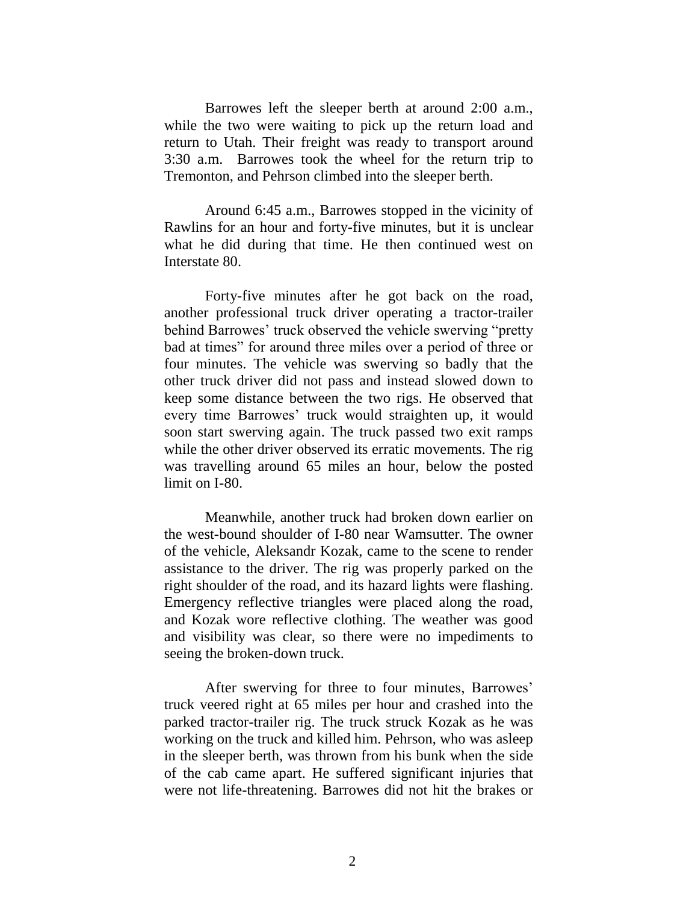Barrowes left the sleeper berth at around 2:00 a.m., while the two were waiting to pick up the return load and return to Utah. Their freight was ready to transport around 3:30 a.m. Barrowes took the wheel for the return trip to Tremonton, and Pehrson climbed into the sleeper berth.

Around 6:45 a.m., Barrowes stopped in the vicinity of Rawlins for an hour and forty-five minutes, but it is unclear what he did during that time. He then continued west on Interstate 80.

Forty-five minutes after he got back on the road, another professional truck driver operating a tractor-trailer behind Barrowes' truck observed the vehicle swerving "pretty bad at times" for around three miles over a period of three or four minutes. The vehicle was swerving so badly that the other truck driver did not pass and instead slowed down to keep some distance between the two rigs. He observed that every time Barrowes' truck would straighten up, it would soon start swerving again. The truck passed two exit ramps while the other driver observed its erratic movements. The rig was travelling around 65 miles an hour, below the posted limit on I-80.

Meanwhile, another truck had broken down earlier on the west-bound shoulder of I-80 near Wamsutter. The owner of the vehicle, Aleksandr Kozak, came to the scene to render assistance to the driver. The rig was properly parked on the right shoulder of the road, and its hazard lights were flashing. Emergency reflective triangles were placed along the road, and Kozak wore reflective clothing. The weather was good and visibility was clear, so there were no impediments to seeing the broken-down truck.

After swerving for three to four minutes, Barrowes' truck veered right at 65 miles per hour and crashed into the parked tractor-trailer rig. The truck struck Kozak as he was working on the truck and killed him. Pehrson, who was asleep in the sleeper berth, was thrown from his bunk when the side of the cab came apart. He suffered significant injuries that were not life-threatening. Barrowes did not hit the brakes or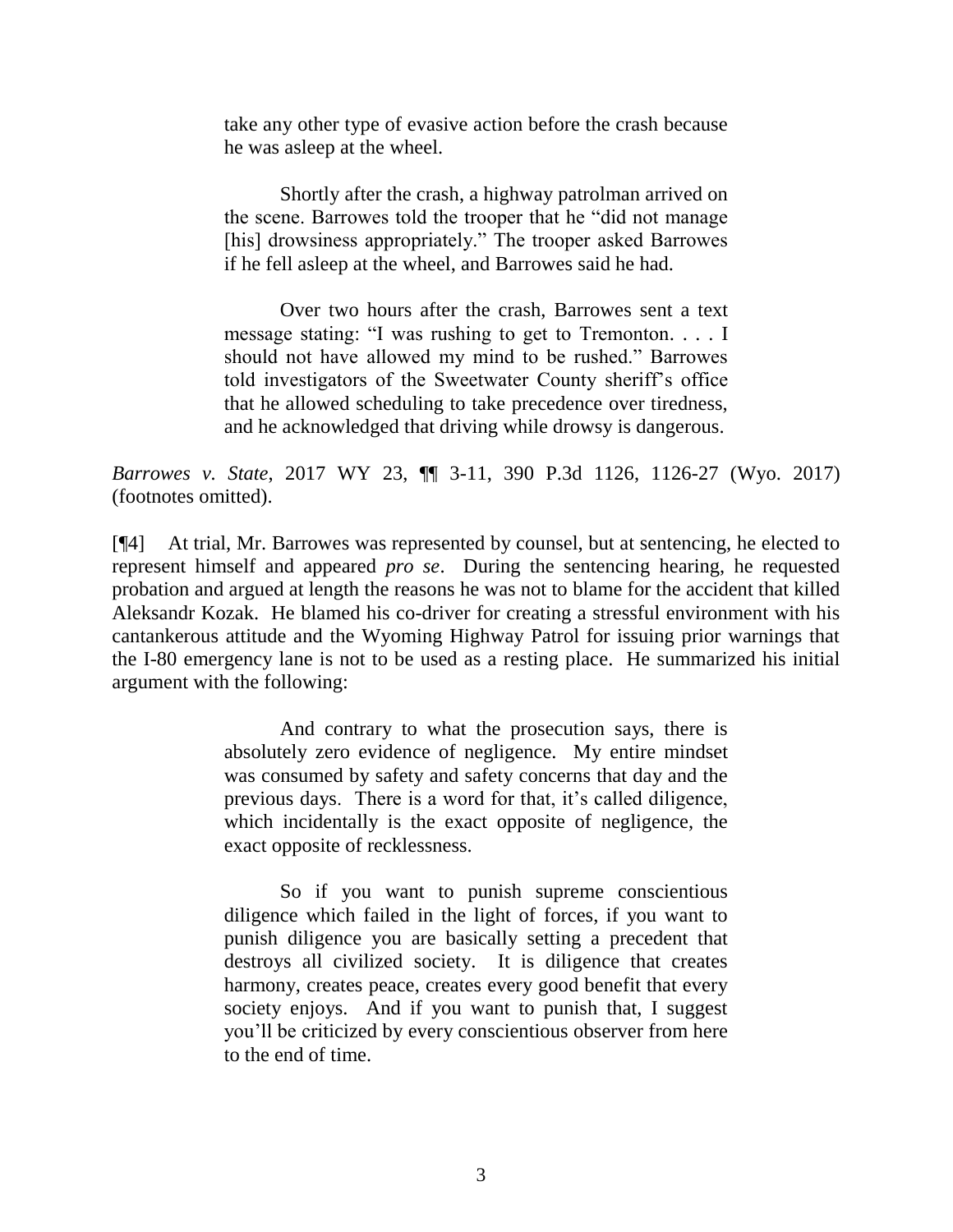take any other type of evasive action before the crash because he was asleep at the wheel.

> Shortly after the crash, a highway patrolman arrived on the scene. Barrowes told the trooper that he "did not manage [his] drowsiness appropriately." The trooper asked Barrowes if he fell asleep at the wheel, and Barrowes said he had.
>
> Over two hours after the crash, Barrowes sent a text message stating: "I was rushing to get to Tremonton. . . . I should not have allowed my mind to be rushed." Barrowes told investigators of the Sweetwater County sheriff's office that he allowed scheduling to take precedence over tiredness, and he acknowledged that driving while drowsy is dangerous.

*Barrowes v. State*, 2017 WY 23, ¶¶ 3-11, 390 P.3d 1126, 1126-27 (Wyo. 2017) (footnotes omitted).

[¶4] At trial, Mr. Barrowes was represented by counsel, but at sentencing, he elected to represent himself and appeared *pro se*. During the sentencing hearing, he requested probation and argued at length the reasons he was not to blame for the accident that killed Aleksandr Kozak. He blamed his co-driver for creating a stressful environment with his cantankerous attitude and the Wyoming Highway Patrol for issuing prior warnings that the I-80 emergency lane is not to be used as a resting place. He summarized his initial argument with the following:

> And contrary to what the prosecution says, there is absolutely zero evidence of negligence. My entire mindset was consumed by safety and safety concerns that day and the previous days. There is a word for that, it's called diligence, which incidentally is the exact opposite of negligence, the exact opposite of recklessness.
>
> So if you want to punish supreme conscientious diligence which failed in the light of forces, if you want to punish diligence you are basically setting a precedent that destroys all civilized society. It is diligence that creates harmony, creates peace, creates every good benefit that every society enjoys. And if you want to punish that, I suggest you'll be criticized by every conscientious observer from here to the end of time.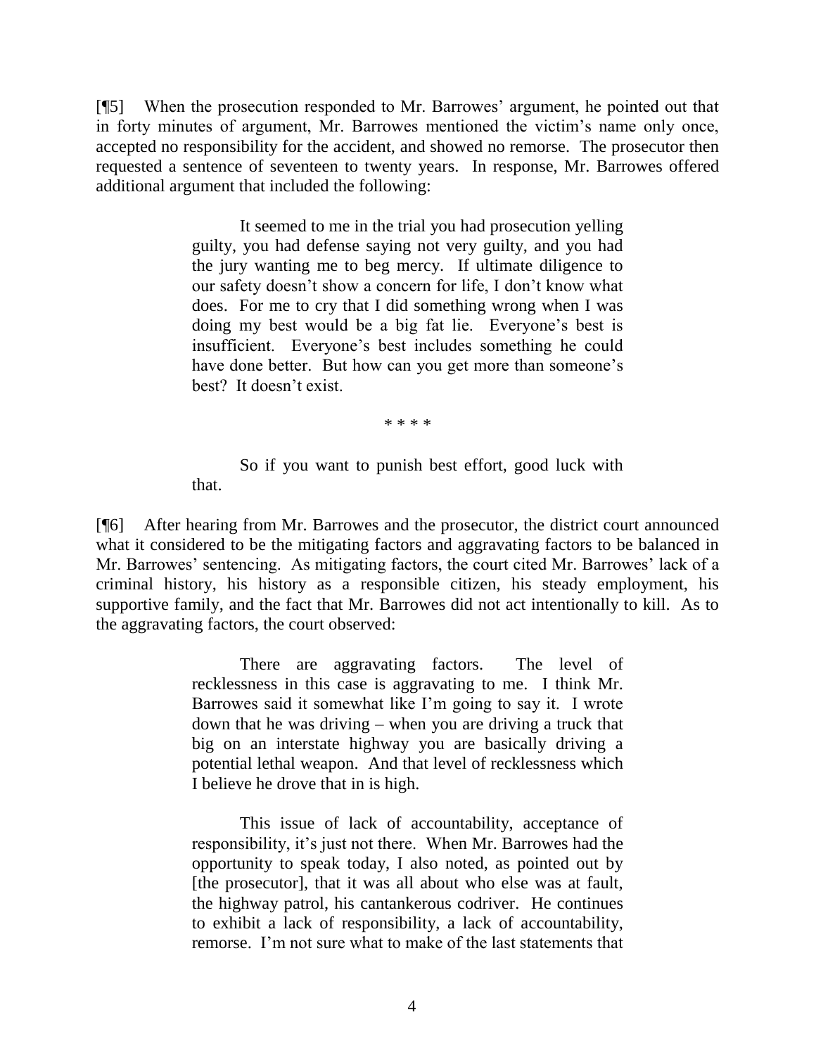[¶5] When the prosecution responded to Mr. Barrowes' argument, he pointed out that in forty minutes of argument, Mr. Barrowes mentioned the victim's name only once, accepted no responsibility for the accident, and showed no remorse. The prosecutor then requested a sentence of seventeen to twenty years. In response, Mr. Barrowes offered additional argument that included the following:

> It seemed to me in the trial you had prosecution yelling guilty, you had defense saying not very guilty, and you had the jury wanting me to beg mercy. If ultimate diligence to our safety doesn't show a concern for life, I don't know what does. For me to cry that I did something wrong when I was doing my best would be a big fat lie. Everyone's best is insufficient. Everyone's best includes something he could have done better. But how can you get more than someone's best? It doesn't exist.
>
> * * * *
>
> So if you want to punish best effort, good luck with that.

[¶6] After hearing from Mr. Barrowes and the prosecutor, the district court announced what it considered to be the mitigating factors and aggravating factors to be balanced in Mr. Barrowes' sentencing. As mitigating factors, the court cited Mr. Barrowes' lack of a criminal history, his history as a responsible citizen, his steady employment, his supportive family, and the fact that Mr. Barrowes did not act intentionally to kill. As to the aggravating factors, the court observed:

> There are aggravating factors. The level of recklessness in this case is aggravating to me. I think Mr. Barrowes said it somewhat like I'm going to say it. I wrote down that he was driving – when you are driving a truck that big on an interstate highway you are basically driving a potential lethal weapon. And that level of recklessness which I believe he drove that in is high.
>
> This issue of lack of accountability, acceptance of responsibility, it's just not there. When Mr. Barrowes had the opportunity to speak today, I also noted, as pointed out by [the prosecutor], that it was all about who else was at fault, the highway patrol, his cantankerous codriver. He continues to exhibit a lack of responsibility, a lack of accountability, remorse. I'm not sure what to make of the last statements that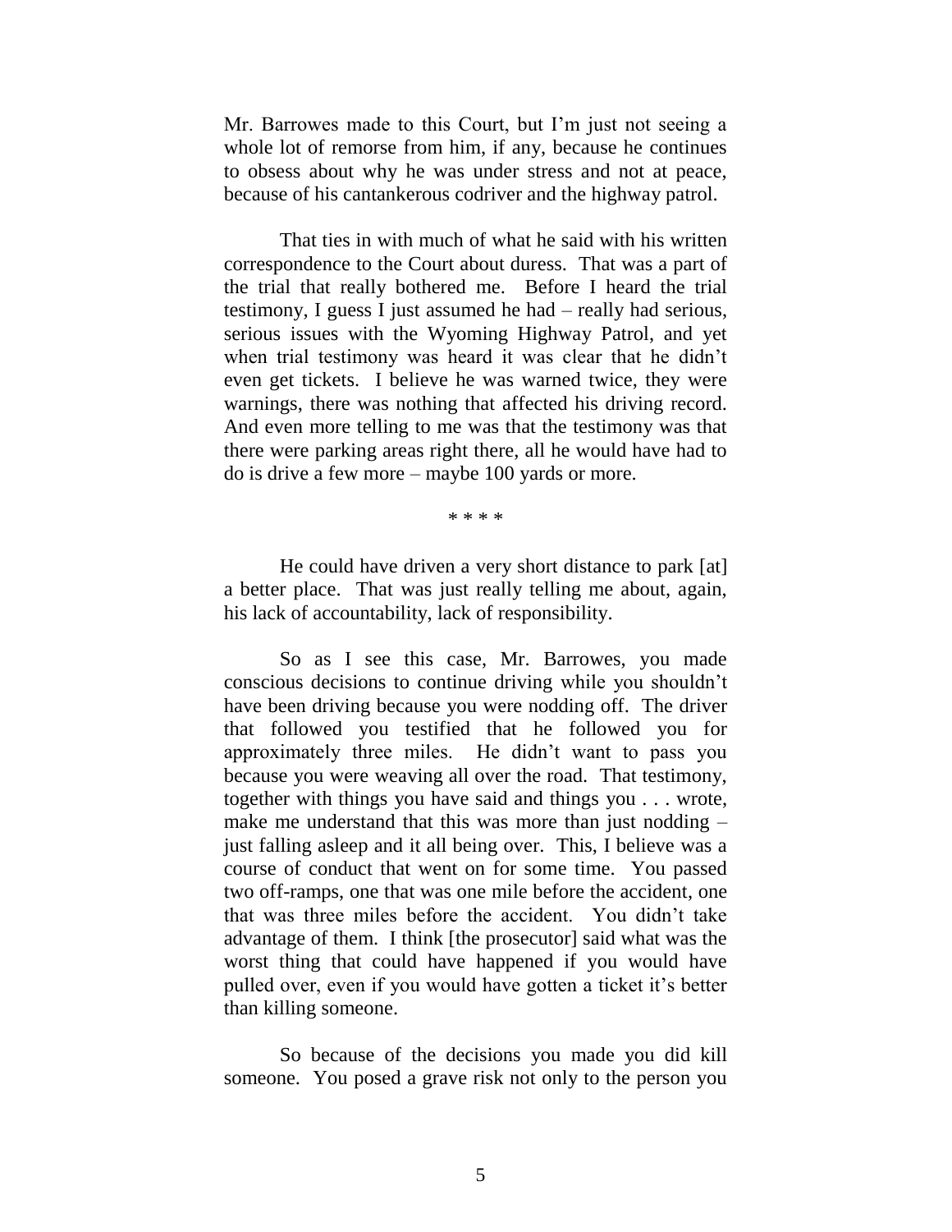Mr. Barrowes made to this Court, but I'm just not seeing a whole lot of remorse from him, if any, because he continues to obsess about why he was under stress and not at peace, because of his cantankerous codriver and the highway patrol.

That ties in with much of what he said with his written correspondence to the Court about duress. That was a part of the trial that really bothered me. Before I heard the trial testimony, I guess I just assumed he had – really had serious, serious issues with the Wyoming Highway Patrol, and yet when trial testimony was heard it was clear that he didn't even get tickets. I believe he was warned twice, they were warnings, there was nothing that affected his driving record. And even more telling to me was that the testimony was that there were parking areas right there, all he would have had to do is drive a few more – maybe 100 yards or more.

* * * *

He could have driven a very short distance to park [at] a better place. That was just really telling me about, again, his lack of accountability, lack of responsibility.

So as I see this case, Mr. Barrowes, you made conscious decisions to continue driving while you shouldn't have been driving because you were nodding off. The driver that followed you testified that he followed you for approximately three miles. He didn't want to pass you because you were weaving all over the road. That testimony, together with things you have said and things you . . . wrote, make me understand that this was more than just nodding – just falling asleep and it all being over. This, I believe was a course of conduct that went on for some time. You passed two off-ramps, one that was one mile before the accident, one that was three miles before the accident. You didn't take advantage of them. I think [the prosecutor] said what was the worst thing that could have happened if you would have pulled over, even if you would have gotten a ticket it's better than killing someone.

So because of the decisions you made you did kill someone. You posed a grave risk not only to the person you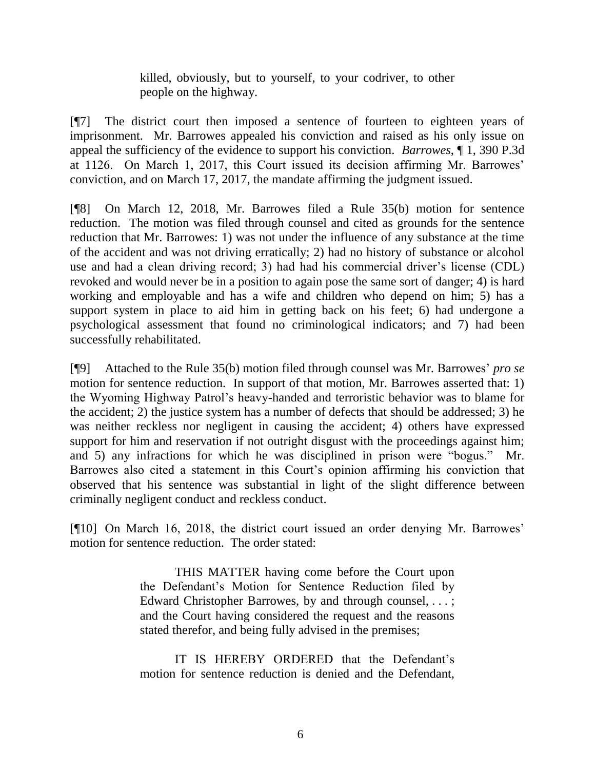> killed, obviously, but to yourself, to your codriver, to other people on the highway.

[¶7] The district court then imposed a sentence of fourteen to eighteen years of imprisonment. Mr. Barrowes appealed his conviction and raised as his only issue on appeal the sufficiency of the evidence to support his conviction. *Barrowes*, ¶ 1, 390 P.3d at 1126. On March 1, 2017, this Court issued its decision affirming Mr. Barrowes' conviction, and on March 17, 2017, the mandate affirming the judgment issued.

[¶8] On March 12, 2018, Mr. Barrowes filed a Rule 35(b) motion for sentence reduction. The motion was filed through counsel and cited as grounds for the sentence reduction that Mr. Barrowes: 1) was not under the influence of any substance at the time of the accident and was not driving erratically; 2) had no history of substance or alcohol use and had a clean driving record; 3) had had his commercial driver's license (CDL) revoked and would never be in a position to again pose the same sort of danger; 4) is hard working and employable and has a wife and children who depend on him; 5) has a support system in place to aid him in getting back on his feet; 6) had undergone a psychological assessment that found no criminological indicators; and 7) had been successfully rehabilitated.

[¶9] Attached to the Rule 35(b) motion filed through counsel was Mr. Barrowes' *pro se* motion for sentence reduction. In support of that motion, Mr. Barrowes asserted that: 1) the Wyoming Highway Patrol's heavy-handed and terroristic behavior was to blame for the accident; 2) the justice system has a number of defects that should be addressed; 3) he was neither reckless nor negligent in causing the accident; 4) others have expressed support for him and reservation if not outright disgust with the proceedings against him; and 5) any infractions for which he was disciplined in prison were "bogus." Mr. Barrowes also cited a statement in this Court's opinion affirming his conviction that observed that his sentence was substantial in light of the slight difference between criminally negligent conduct and reckless conduct.

[¶10] On March 16, 2018, the district court issued an order denying Mr. Barrowes' motion for sentence reduction. The order stated:

> THIS MATTER having come before the Court upon the Defendant's Motion for Sentence Reduction filed by Edward Christopher Barrowes, by and through counsel, . . . ; and the Court having considered the request and the reasons stated therefor, and being fully advised in the premises;
>
> IT IS HEREBY ORDERED that the Defendant's motion for sentence reduction is denied and the Defendant,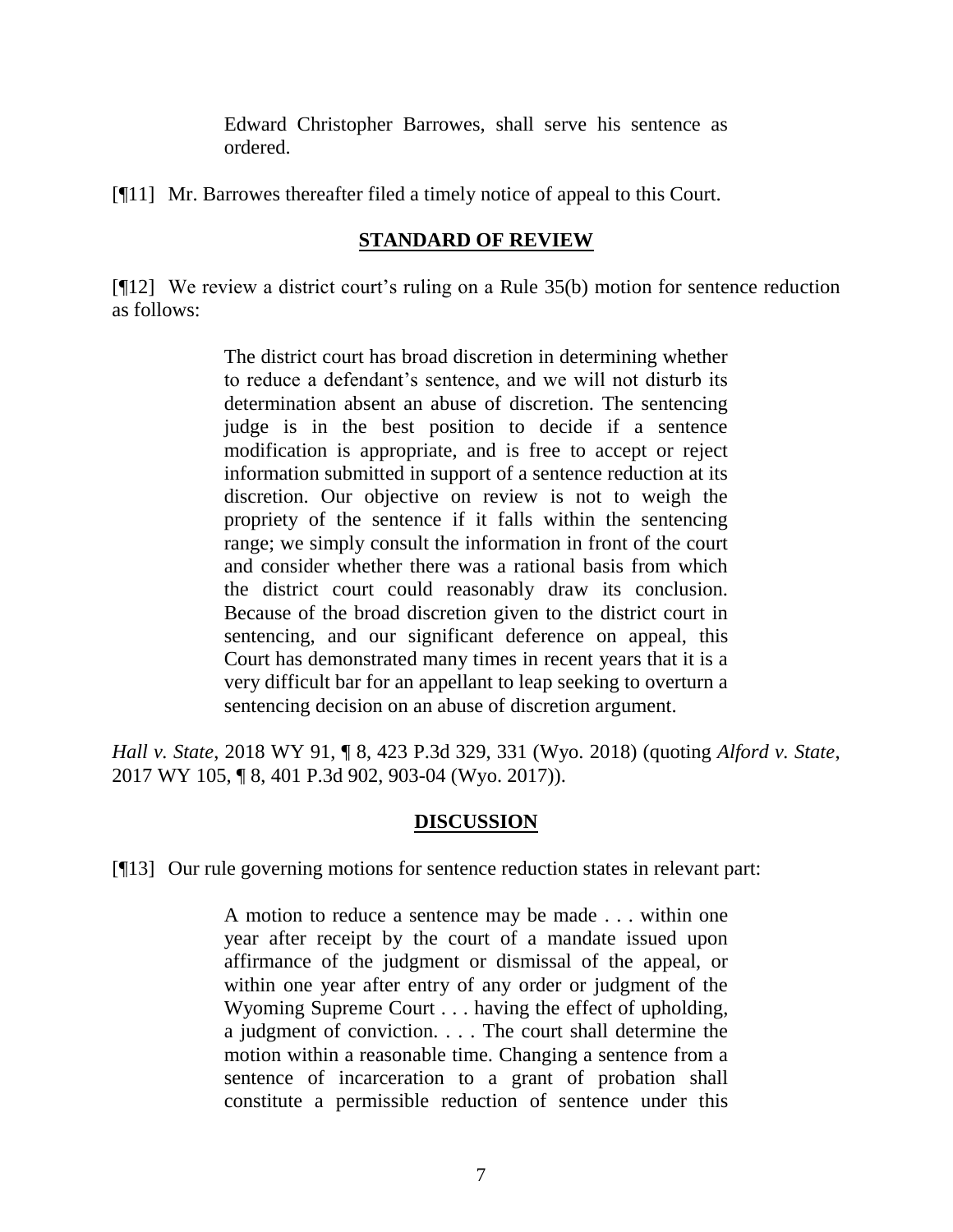> Edward Christopher Barrowes, shall serve his sentence as ordered.

[¶11] Mr. Barrowes thereafter filed a timely notice of appeal to this Court.

## **STANDARD OF REVIEW**

[¶12] We review a district court's ruling on a Rule 35(b) motion for sentence reduction as follows:

> The district court has broad discretion in determining whether to reduce a defendant's sentence, and we will not disturb its determination absent an abuse of discretion. The sentencing judge is in the best position to decide if a sentence modification is appropriate, and is free to accept or reject information submitted in support of a sentence reduction at its discretion. Our objective on review is not to weigh the propriety of the sentence if it falls within the sentencing range; we simply consult the information in front of the court and consider whether there was a rational basis from which the district court could reasonably draw its conclusion. Because of the broad discretion given to the district court in sentencing, and our significant deference on appeal, this Court has demonstrated many times in recent years that it is a very difficult bar for an appellant to leap seeking to overturn a sentencing decision on an abuse of discretion argument.

*Hall v. State*, 2018 WY 91, ¶ 8, 423 P.3d 329, 331 (Wyo. 2018) (quoting *Alford v. State*, 2017 WY 105, ¶ 8, 401 P.3d 902, 903-04 (Wyo. 2017)).

## **DISCUSSION**

[¶13] Our rule governing motions for sentence reduction states in relevant part:

> A motion to reduce a sentence may be made . . . within one year after receipt by the court of a mandate issued upon affirmance of the judgment or dismissal of the appeal, or within one year after entry of any order or judgment of the Wyoming Supreme Court . . . having the effect of upholding, a judgment of conviction. . . . The court shall determine the motion within a reasonable time. Changing a sentence from a sentence of incarceration to a grant of probation shall constitute a permissible reduction of sentence under this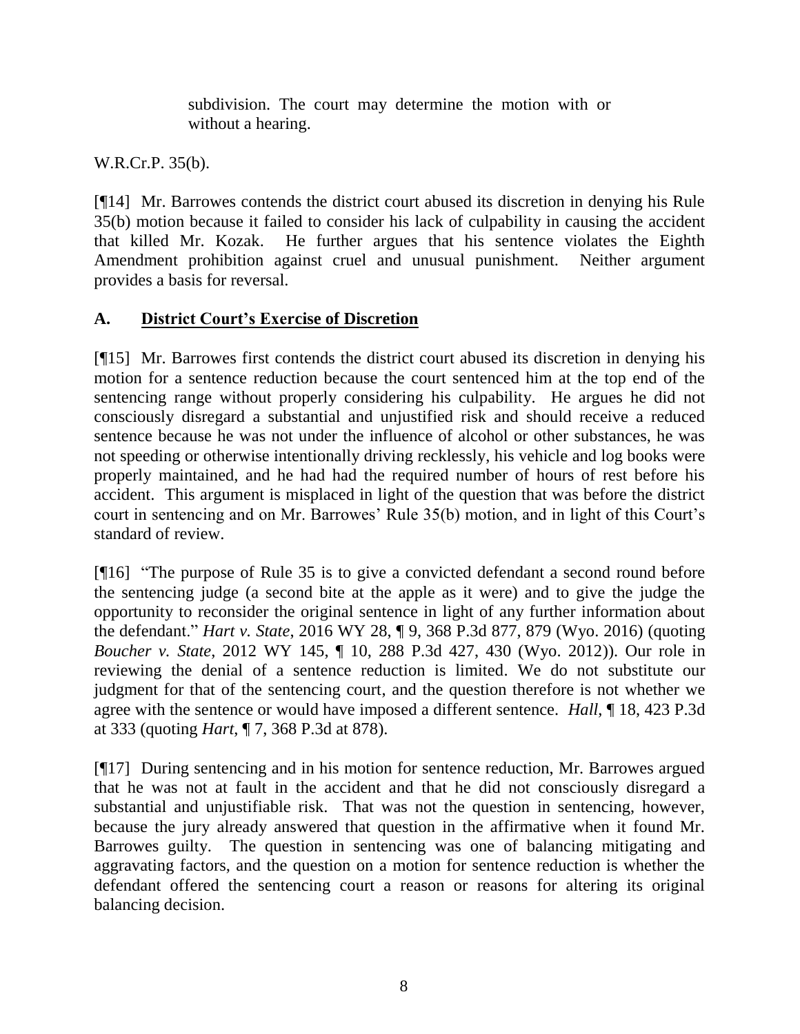> subdivision. The court may determine the motion with or without a hearing.

W.R.Cr.P. 35(b).

[¶14] Mr. Barrowes contends the district court abused its discretion in denying his Rule 35(b) motion because it failed to consider his lack of culpability in causing the accident that killed Mr. Kozak. He further argues that his sentence violates the Eighth Amendment prohibition against cruel and unusual punishment. Neither argument provides a basis for reversal.

## A. District Court's Exercise of Discretion

[¶15] Mr. Barrowes first contends the district court abused its discretion in denying his motion for a sentence reduction because the court sentenced him at the top end of the sentencing range without properly considering his culpability. He argues he did not consciously disregard a substantial and unjustified risk and should receive a reduced sentence because he was not under the influence of alcohol or other substances, he was not speeding or otherwise intentionally driving recklessly, his vehicle and log books were properly maintained, and he had had the required number of hours of rest before his accident. This argument is misplaced in light of the question that was before the district court in sentencing and on Mr. Barrowes' Rule 35(b) motion, and in light of this Court's standard of review.

[¶16] "The purpose of Rule 35 is to give a convicted defendant a second round before the sentencing judge (a second bite at the apple as it were) and to give the judge the opportunity to reconsider the original sentence in light of any further information about the defendant." *Hart v. State*, 2016 WY 28, ¶ 9, 368 P.3d 877, 879 (Wyo. 2016) (quoting *Boucher v. State*, 2012 WY 145, ¶ 10, 288 P.3d 427, 430 (Wyo. 2012)). Our role in reviewing the denial of a sentence reduction is limited. We do not substitute our judgment for that of the sentencing court, and the question therefore is not whether we agree with the sentence or would have imposed a different sentence. *Hall*, ¶ 18, 423 P.3d at 333 (quoting *Hart*, ¶ 7, 368 P.3d at 878).

[¶17] During sentencing and in his motion for sentence reduction, Mr. Barrowes argued that he was not at fault in the accident and that he did not consciously disregard a substantial and unjustifiable risk. That was not the question in sentencing, however, because the jury already answered that question in the affirmative when it found Mr. Barrowes guilty. The question in sentencing was one of balancing mitigating and aggravating factors, and the question on a motion for sentence reduction is whether the defendant offered the sentencing court a reason or reasons for altering its original balancing decision.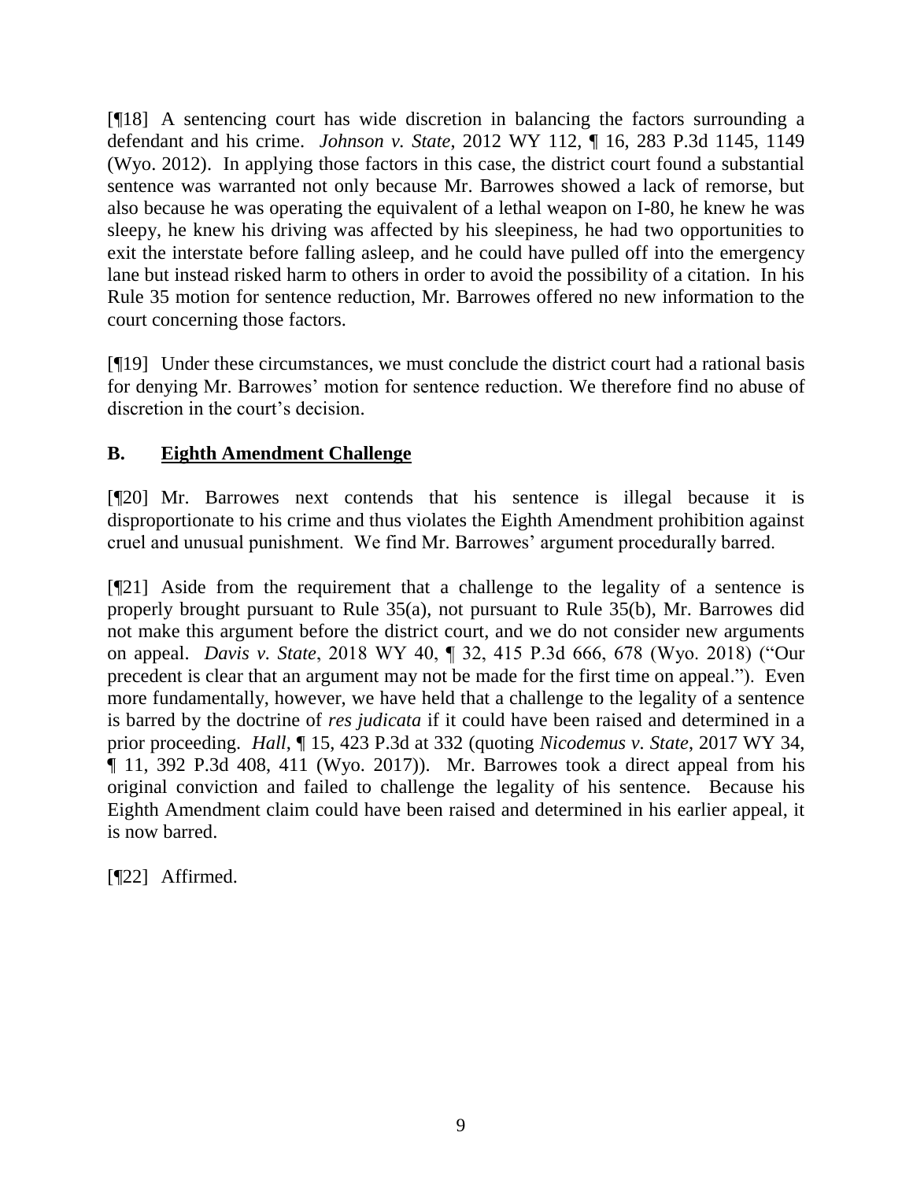[¶18] A sentencing court has wide discretion in balancing the factors surrounding a defendant and his crime. *Johnson v. State*, 2012 WY 112, ¶ 16, 283 P.3d 1145, 1149 (Wyo. 2012). In applying those factors in this case, the district court found a substantial sentence was warranted not only because Mr. Barrowes showed a lack of remorse, but also because he was operating the equivalent of a lethal weapon on I-80, he knew he was sleepy, he knew his driving was affected by his sleepiness, he had two opportunities to exit the interstate before falling asleep, and he could have pulled off into the emergency lane but instead risked harm to others in order to avoid the possibility of a citation. In his Rule 35 motion for sentence reduction, Mr. Barrowes offered no new information to the court concerning those factors.

[¶19] Under these circumstances, we must conclude the district court had a rational basis for denying Mr. Barrowes' motion for sentence reduction. We therefore find no abuse of discretion in the court's decision.

## B. Eighth Amendment Challenge

[¶20] Mr. Barrowes next contends that his sentence is illegal because it is disproportionate to his crime and thus violates the Eighth Amendment prohibition against cruel and unusual punishment. We find Mr. Barrowes' argument procedurally barred.

[¶21] Aside from the requirement that a challenge to the legality of a sentence is properly brought pursuant to Rule 35(a), not pursuant to Rule 35(b), Mr. Barrowes did not make this argument before the district court, and we do not consider new arguments on appeal. *Davis v. State*, 2018 WY 40, ¶ 32, 415 P.3d 666, 678 (Wyo. 2018) ("Our precedent is clear that an argument may not be made for the first time on appeal."). Even more fundamentally, however, we have held that a challenge to the legality of a sentence is barred by the doctrine of *res judicata* if it could have been raised and determined in a prior proceeding. *Hall*, ¶ 15, 423 P.3d at 332 (quoting *Nicodemus v. State*, 2017 WY 34, ¶ 11, 392 P.3d 408, 411 (Wyo. 2017)). Mr. Barrowes took a direct appeal from his original conviction and failed to challenge the legality of his sentence. Because his Eighth Amendment claim could have been raised and determined in his earlier appeal, it is now barred.

[¶22] Affirmed.